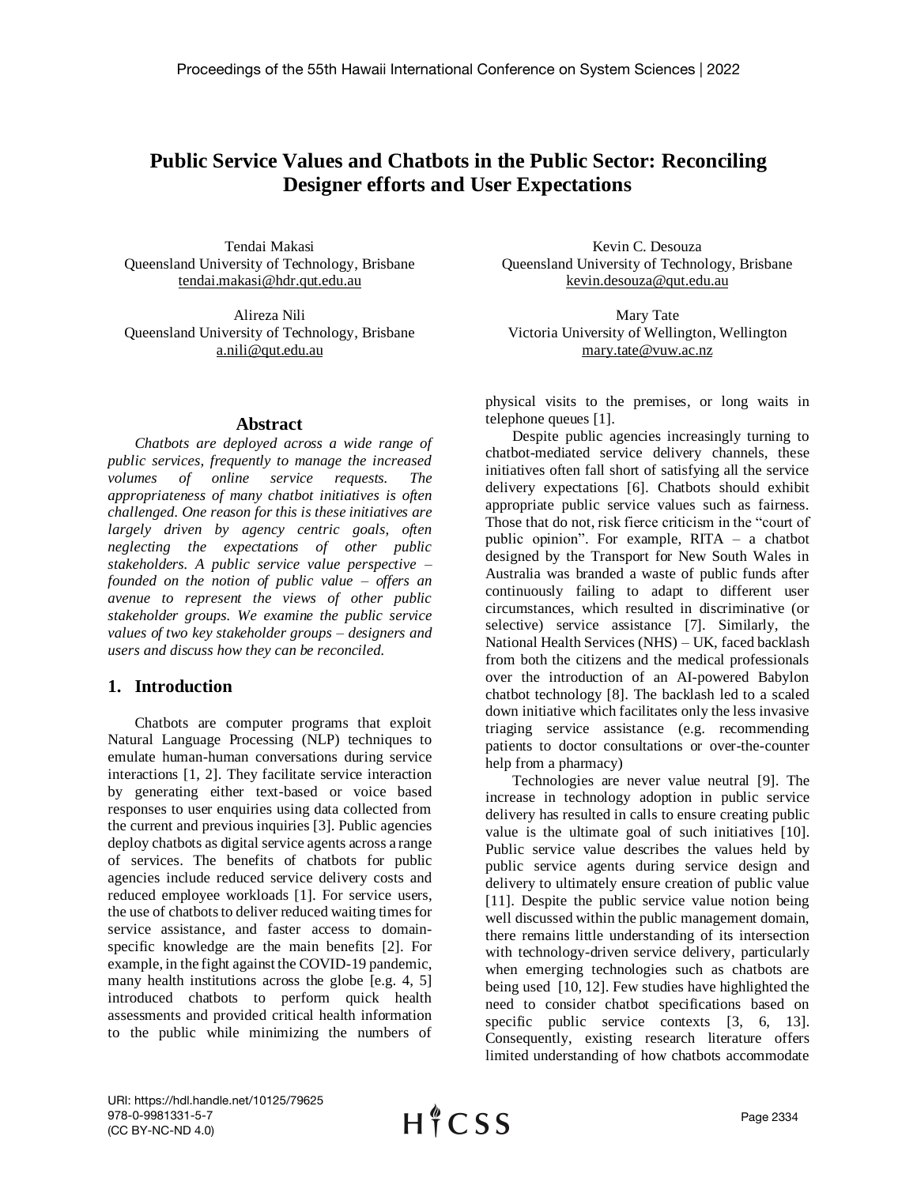# Public Service Values and Chatbots in the Public Sector: Reconciling Designer efforts and User Expectations

Tendai Makasi
Queensland University of Technology, Brisbane
tendai.makasi@hdr.qut.edu.au

Kevin C. Desouza
Queensland University of Technology, Brisbane
kevin.desouza@qut.edu.au

Alireza Nili
Queensland University of Technology, Brisbane
a.nili@qut.edu.au

Mary Tate
Victoria University of Wellington, Wellington
mary.tate@vuw.ac.nz

## Abstract

*Chatbots are deployed across a wide range of public services, frequently to manage the increased volumes of online service requests. The appropriateness of many chatbot initiatives is often challenged. One reason for this is these initiatives are largely driven by agency centric goals, often neglecting the expectations of other public stakeholders. A public service value perspective – founded on the notion of public value – offers an avenue to represent the views of other public stakeholder groups. We examine the public service values of two key stakeholder groups – designers and users and discuss how they can be reconciled.*

## 1. Introduction

Chatbots are computer programs that exploit Natural Language Processing (NLP) techniques to emulate human-human conversations during service interactions [1, 2]. They facilitate service interaction by generating either text-based or voice based responses to user enquiries using data collected from the current and previous inquiries [3]. Public agencies deploy chatbots as digital service agents across a range of services. The benefits of chatbots for public agencies include reduced service delivery costs and reduced employee workloads [1]. For service users, the use of chatbots to deliver reduced waiting times for service assistance, and faster access to domain-specific knowledge are the main benefits [2]. For example, in the fight against the COVID-19 pandemic, many health institutions across the globe [e.g. 4, 5] introduced chatbots to perform quick health assessments and provided critical health information to the public while minimizing the numbers of physical visits to the premises, or long waits in telephone queues [1].

Despite public agencies increasingly turning to chatbot-mediated service delivery channels, these initiatives often fall short of satisfying all the service delivery expectations [6]. Chatbots should exhibit appropriate public service values such as fairness. Those that do not, risk fierce criticism in the "court of public opinion". For example, RITA – a chatbot designed by the Transport for New South Wales in Australia was branded a waste of public funds after continuously failing to adapt to different user circumstances, which resulted in discriminative (or selective) service assistance [7]. Similarly, the National Health Services (NHS) – UK, faced backlash from both the citizens and the medical professionals over the introduction of an AI-powered Babylon chatbot technology [8]. The backlash led to a scaled down initiative which facilitates only the less invasive triaging service assistance (e.g. recommending patients to doctor consultations or over-the-counter help from a pharmacy)

Technologies are never value neutral [9]. The increase in technology adoption in public service delivery has resulted in calls to ensure creating public value is the ultimate goal of such initiatives [10]. Public service value describes the values held by public service agents during service design and delivery to ultimately ensure creation of public value [11]. Despite the public service value notion being well discussed within the public management domain, there remains little understanding of its intersection with technology-driven service delivery, particularly when emerging technologies such as chatbots are being used [10, 12]. Few studies have highlighted the need to consider chatbot specifications based on specific public service contexts [3, 6, 13]. Consequently, existing research literature offers limited understanding of how chatbots accommodate

URI: https://hdl.handle.net/10125/79625
978-0-9981331-5-7
(CC BY-NC-ND 4.0)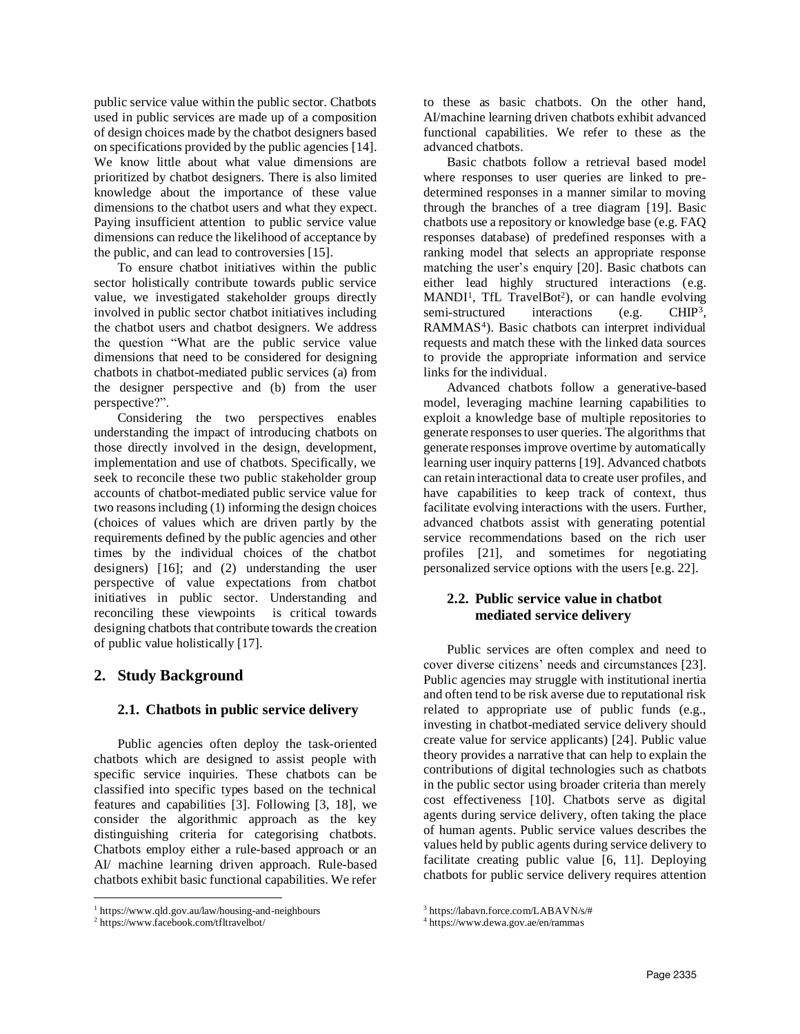public service value within the public sector. Chatbots used in public services are made up of a composition of design choices made by the chatbot designers based on specifications provided by the public agencies [14]. We know little about what value dimensions are prioritized by chatbot designers. There is also limited knowledge about the importance of these value dimensions to the chatbot users and what they expect. Paying insufficient attention to public service value dimensions can reduce the likelihood of acceptance by the public, and can lead to controversies [15].

To ensure chatbot initiatives within the public sector holistically contribute towards public service value, we investigated stakeholder groups directly involved in public sector chatbot initiatives including the chatbot users and chatbot designers. We address the question "What are the public service value dimensions that need to be considered for designing chatbots in chatbot-mediated public services (a) from the designer perspective and (b) from the user perspective?".

Considering the two perspectives enables understanding the impact of introducing chatbots on those directly involved in the design, development, implementation and use of chatbots. Specifically, we seek to reconcile these two public stakeholder group accounts of chatbot-mediated public service value for two reasons including (1) informing the design choices (choices of values which are driven partly by the requirements defined by the public agencies and other times by the individual choices of the chatbot designers) [16]; and (2) understanding the user perspective of value expectations from chatbot initiatives in public sector. Understanding and reconciling these viewpoints is critical towards designing chatbots that contribute towards the creation of public value holistically [17].

## 2. Study Background

### 2.1. Chatbots in public service delivery

Public agencies often deploy the task-oriented chatbots which are designed to assist people with specific service inquiries. These chatbots can be classified into specific types based on the technical features and capabilities [3]. Following [3, 18], we consider the algorithmic approach as the key distinguishing criteria for categorising chatbots. Chatbots employ either a rule-based approach or an AI/ machine learning driven approach. Rule-based chatbots exhibit basic functional capabilities. We refer to these as basic chatbots. On the other hand, AI/machine learning driven chatbots exhibit advanced functional capabilities. We refer to these as the advanced chatbots.

Basic chatbots follow a retrieval based model where responses to user queries are linked to pre-determined responses in a manner similar to moving through the branches of a tree diagram [19]. Basic chatbots use a repository or knowledge base (e.g. FAQ responses database) of predefined responses with a ranking model that selects an appropriate response matching the user's enquiry [20]. Basic chatbots can either lead highly structured interactions (e.g. MANDI[1], TfL TravelBot[2]), or can handle evolving semi-structured interactions (e.g. CHIP[3], RAMMAS[4]). Basic chatbots can interpret individual requests and match these with the linked data sources to provide the appropriate information and service links for the individual.

Advanced chatbots follow a generative-based model, leveraging machine learning capabilities to exploit a knowledge base of multiple repositories to generate responses to user queries. The algorithms that generate responses improve overtime by automatically learning user inquiry patterns [19]. Advanced chatbots can retain interactional data to create user profiles, and have capabilities to keep track of context, thus facilitate evolving interactions with the users. Further, advanced chatbots assist with generating potential service recommendations based on the rich user profiles [21], and sometimes for negotiating personalized service options with the users [e.g. 22].

### 2.2. Public service value in chatbot mediated service delivery

Public services are often complex and need to cover diverse citizens' needs and circumstances [23]. Public agencies may struggle with institutional inertia and often tend to be risk averse due to reputational risk related to appropriate use of public funds (e.g., investing in chatbot-mediated service delivery should create value for service applicants) [24]. Public value theory provides a narrative that can help to explain the contributions of digital technologies such as chatbots in the public sector using broader criteria than merely cost effectiveness [10]. Chatbots serve as digital agents during service delivery, often taking the place of human agents. Public service values describes the values held by public agents during service delivery to facilitate creating public value [6, 11]. Deploying chatbots for public service delivery requires attention

[1] https://www.qld.gov.au/law/housing-and-neighbours
[2] https://www.facebook.com/tfltravelbot/
[3] https://labavn.force.com/LABAVN/s/#
[4] https://www.dewa.gov.ae/en/rammas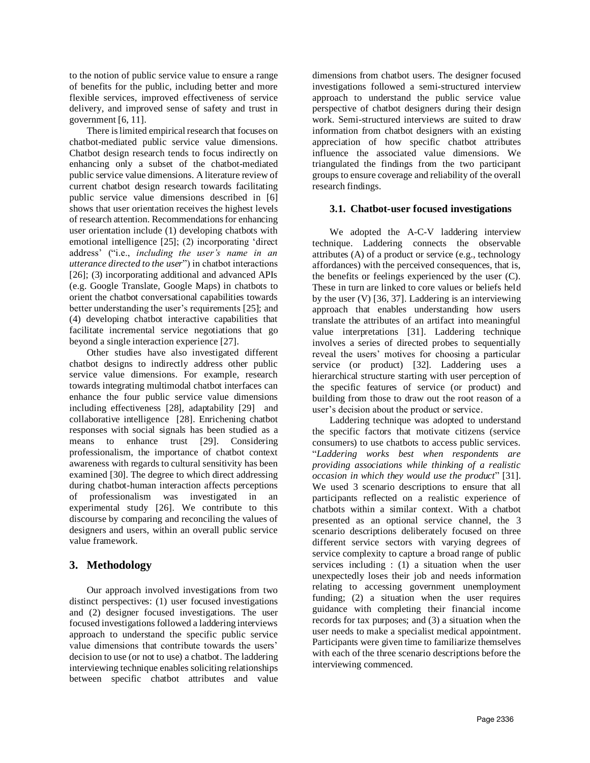to the notion of public service value to ensure a range of benefits for the public, including better and more flexible services, improved effectiveness of service delivery, and improved sense of safety and trust in government [6, 11].

There is limited empirical research that focuses on chatbot-mediated public service value dimensions. Chatbot design research tends to focus indirectly on enhancing only a subset of the chatbot-mediated public service value dimensions. A literature review of current chatbot design research towards facilitating public service value dimensions described in [6] shows that user orientation receives the highest levels of research attention. Recommendations for enhancing user orientation include (1) developing chatbots with emotional intelligence [25]; (2) incorporating 'direct address' ("i.e., *including the user's name in an utterance directed to the user*") in chatbot interactions [26]; (3) incorporating additional and advanced APIs (e.g. Google Translate, Google Maps) in chatbots to orient the chatbot conversational capabilities towards better understanding the user's requirements [25]; and (4) developing chatbot interactive capabilities that facilitate incremental service negotiations that go beyond a single interaction experience [27].

Other studies have also investigated different chatbot designs to indirectly address other public service value dimensions. For example, research towards integrating multimodal chatbot interfaces can enhance the four public service value dimensions including effectiveness [28], adaptability [29] and collaborative intelligence [28]. Enrichening chatbot responses with social signals has been studied as a means to enhance trust [29]. Considering professionalism, the importance of chatbot context awareness with regards to cultural sensitivity has been examined [30]. The degree to which direct addressing during chatbot-human interaction affects perceptions of professionalism was investigated in an experimental study [26]. We contribute to this discourse by comparing and reconciling the values of designers and users, within an overall public service value framework.

## 3. Methodology

Our approach involved investigations from two distinct perspectives: (1) user focused investigations and (2) designer focused investigations. The user focused investigations followed a laddering interviews approach to understand the specific public service value dimensions that contribute towards the users' decision to use (or not to use) a chatbot. The laddering interviewing technique enables soliciting relationships between specific chatbot attributes and value dimensions from chatbot users. The designer focused investigations followed a semi-structured interview approach to understand the public service value perspective of chatbot designers during their design work. Semi-structured interviews are suited to draw information from chatbot designers with an existing appreciation of how specific chatbot attributes influence the associated value dimensions. We triangulated the findings from the two participant groups to ensure coverage and reliability of the overall research findings.

### 3.1. Chatbot-user focused investigations

We adopted the A-C-V laddering interview technique. Laddering connects the observable attributes (A) of a product or service (e.g., technology affordances) with the perceived consequences, that is, the benefits or feelings experienced by the user (C). These in turn are linked to core values or beliefs held by the user (V) [36, 37]. Laddering is an interviewing approach that enables understanding how users translate the attributes of an artifact into meaningful value interpretations [31]. Laddering technique involves a series of directed probes to sequentially reveal the users' motives for choosing a particular service (or product) [32]. Laddering uses a hierarchical structure starting with user perception of the specific features of service (or product) and building from those to draw out the root reason of a user's decision about the product or service.

Laddering technique was adopted to understand the specific factors that motivate citizens (service consumers) to use chatbots to access public services. "*Laddering works best when respondents are providing associations while thinking of a realistic occasion in which they would use the product*" [31]. We used 3 scenario descriptions to ensure that all participants reflected on a realistic experience of chatbots within a similar context. With a chatbot presented as an optional service channel, the 3 scenario descriptions deliberately focused on three different service sectors with varying degrees of service complexity to capture a broad range of public services including : (1) a situation when the user unexpectedly loses their job and needs information relating to accessing government unemployment funding; (2) a situation when the user requires guidance with completing their financial income records for tax purposes; and (3) a situation when the user needs to make a specialist medical appointment. Participants were given time to familiarize themselves with each of the three scenario descriptions before the interviewing commenced.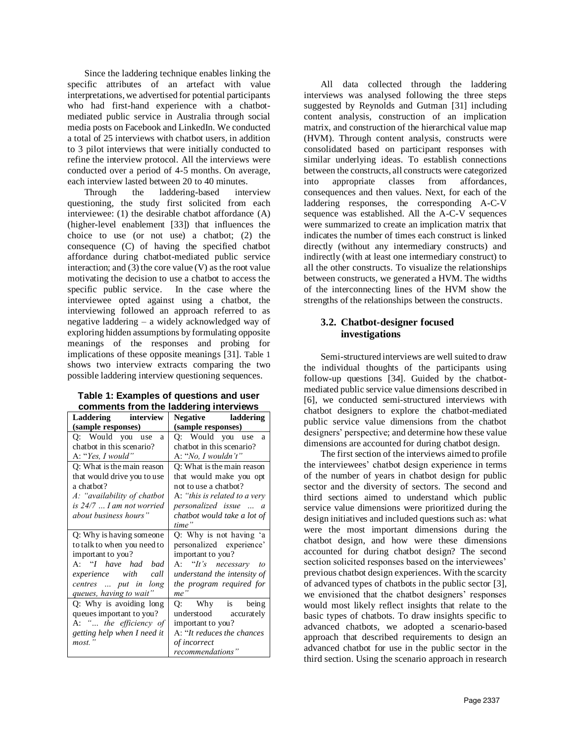Since the laddering technique enables linking the specific attributes of an artefact with value interpretations, we advertised for potential participants who had first-hand experience with a chatbot-mediated public service in Australia through social media posts on Facebook and LinkedIn. We conducted a total of 25 interviews with chatbot users, in addition to 3 pilot interviews that were initially conducted to refine the interview protocol. All the interviews were conducted over a period of 4-5 months. On average, each interview lasted between 20 to 40 minutes.

Through the laddering-based interview questioning, the study first solicited from each interviewee: (1) the desirable chatbot affordance (A) (higher-level enablement [33]) that influences the choice to use (or not use) a chatbot; (2) the consequence (C) of having the specified chatbot affordance during chatbot-mediated public service interaction; and (3) the core value (V) as the root value motivating the decision to use a chatbot to access the specific public service. In the case where the interviewee opted against using a chatbot, the interviewing followed an approach referred to as negative laddering – a widely acknowledged way of exploring hidden assumptions by formulating opposite meanings of the responses and probing for implications of these opposite meanings [31]. Table 1 shows two interview extracts comparing the two possible laddering interview questioning sequences.

**Table 1: Examples of questions and user comments from the laddering interviews**

| **Laddering interview (sample responses)** | **Negative laddering (sample responses)** |
|---|---|
| Q: Would you use a chatbot in this scenario?<br>A: "*Yes, I would*" | Q: Would you use a chatbot in this scenario?<br>A: "*No, I wouldn't*" |
| Q: What is the main reason that would drive you to use a chatbot?<br>*A: "availability of chatbot is 24/7 … I am not worried about business hours"* | Q: What is the main reason that would make you opt not to use a chatbot?<br>A: *"this is related to a very personalized issue … a chatbot would take a lot of time"* |
| Q: Why is having someone to talk to when you need to important to you?<br>A: "*I have had bad experience with call centres … put in long queues, having to wait"* | Q: Why is not having 'a personalized experience' important to you?<br>A: "*It's necessary to understand the intensity of the program required for me"* |
| Q: Why is avoiding long queues important to you?<br>A: *"… the efficiency of getting help when I need it most."* | Q: Why is being understood accurately important to you?<br>A: "*It reduces the chances of incorrect recommendations"* |

All data collected through the laddering interviews was analysed following the three steps suggested by Reynolds and Gutman [31] including content analysis, construction of an implication matrix, and construction of the hierarchical value map (HVM). Through content analysis, constructs were consolidated based on participant responses with similar underlying ideas. To establish connections between the constructs, all constructs were categorized into appropriate classes from affordances, consequences and then values. Next, for each of the laddering responses, the corresponding A-C-V sequence was established. All the A-C-V sequences were summarized to create an implication matrix that indicates the number of times each construct is linked directly (without any intermediary constructs) and indirectly (with at least one intermediary construct) to all the other constructs. To visualize the relationships between constructs, we generated a HVM. The widths of the interconnecting lines of the HVM show the strengths of the relationships between the constructs.

### 3.2. Chatbot-designer focused investigations

Semi-structured interviews are well suited to draw the individual thoughts of the participants using follow-up questions [34]. Guided by the chatbot-mediated public service value dimensions described in [6], we conducted semi-structured interviews with chatbot designers to explore the chatbot-mediated public service value dimensions from the chatbot designers' perspective; and determine how these value dimensions are accounted for during chatbot design.

The first section of the interviews aimed to profile the interviewees' chatbot design experience in terms of the number of years in chatbot design for public sector and the diversity of sectors. The second and third sections aimed to understand which public service value dimensions were prioritized during the design initiatives and included questions such as: what were the most important dimensions during the chatbot design, and how were these dimensions accounted for during chatbot design? The second section solicited responses based on the interviewees' previous chatbot design experiences. With the scarcity of advanced types of chatbots in the public sector [3], we envisioned that the chatbot designers' responses would most likely reflect insights that relate to the basic types of chatbots. To draw insights specific to advanced chatbots, we adopted a scenario-based approach that described requirements to design an advanced chatbot for use in the public sector in the third section. Using the scenario approach in research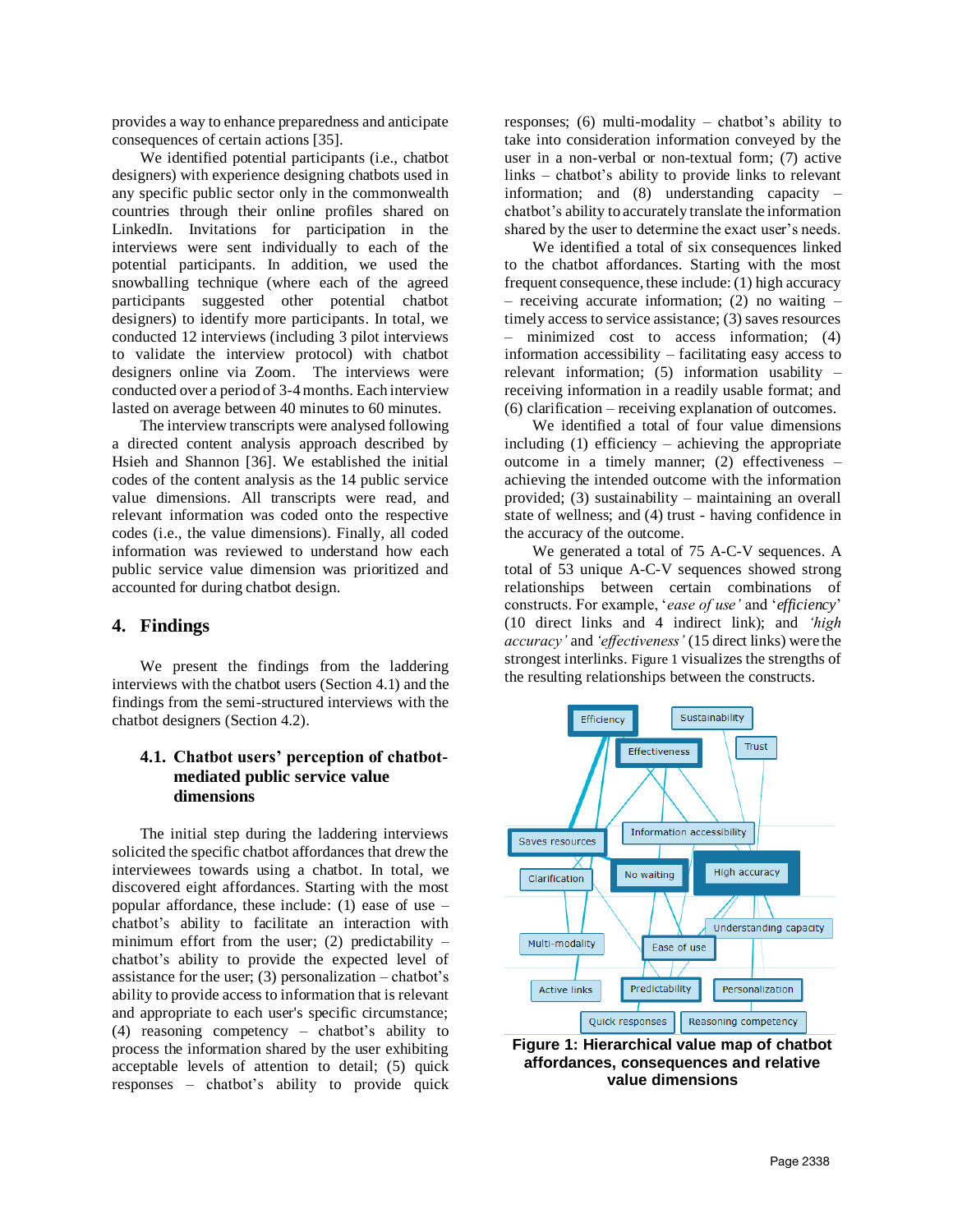provides a way to enhance preparedness and anticipate consequences of certain actions [35].

We identified potential participants (i.e., chatbot designers) with experience designing chatbots used in any specific public sector only in the commonwealth countries through their online profiles shared on LinkedIn. Invitations for participation in the interviews were sent individually to each of the potential participants. In addition, we used the snowballing technique (where each of the agreed participants suggested other potential chatbot designers) to identify more participants. In total, we conducted 12 interviews (including 3 pilot interviews to validate the interview protocol) with chatbot designers online via Zoom. The interviews were conducted over a period of 3-4 months. Each interview lasted on average between 40 minutes to 60 minutes.

The interview transcripts were analysed following a directed content analysis approach described by Hsieh and Shannon [36]. We established the initial codes of the content analysis as the 14 public service value dimensions. All transcripts were read, and relevant information was coded onto the respective codes (i.e., the value dimensions). Finally, all coded information was reviewed to understand how each public service value dimension was prioritized and accounted for during chatbot design.

## 4. Findings

We present the findings from the laddering interviews with the chatbot users (Section 4.1) and the findings from the semi-structured interviews with the chatbot designers (Section 4.2).

### 4.1. Chatbot users' perception of chatbot-mediated public service value dimensions

The initial step during the laddering interviews solicited the specific chatbot affordances that drew the interviewees towards using a chatbot. In total, we discovered eight affordances. Starting with the most popular affordance, these include: (1) ease of use – chatbot's ability to facilitate an interaction with minimum effort from the user; (2) predictability – chatbot's ability to provide the expected level of assistance for the user; (3) personalization – chatbot's ability to provide access to information that is relevant and appropriate to each user's specific circumstance; (4) reasoning competency – chatbot's ability to process the information shared by the user exhibiting acceptable levels of attention to detail; (5) quick responses – chatbot's ability to provide quick responses; (6) multi-modality – chatbot's ability to take into consideration information conveyed by the user in a non-verbal or non-textual form; (7) active links – chatbot's ability to provide links to relevant information; and (8) understanding capacity – chatbot's ability to accurately translate the information shared by the user to determine the exact user's needs.

We identified a total of six consequences linked to the chatbot affordances. Starting with the most frequent consequence, these include: (1) high accuracy – receiving accurate information; (2) no waiting – timely access to service assistance; (3) saves resources – minimized cost to access information; (4) information accessibility – facilitating easy access to relevant information; (5) information usability – receiving information in a readily usable format; and (6) clarification – receiving explanation of outcomes.

We identified a total of four value dimensions including (1) efficiency – achieving the appropriate outcome in a timely manner; (2) effectiveness – achieving the intended outcome with the information provided; (3) sustainability – maintaining an overall state of wellness; and (4) trust - having confidence in the accuracy of the outcome.

We generated a total of 75 A-C-V sequences. A total of 53 unique A-C-V sequences showed strong relationships between certain combinations of constructs. For example, '*ease of use*' and '*efficiency*' (10 direct links and 4 indirect link); and '*high accuracy*' and '*effectiveness*' (15 direct links) were the strongest interlinks. Figure 1 visualizes the strengths of the resulting relationships between the constructs.

**Figure 1: Hierarchical value map of chatbot affordances, consequences and relative value dimensions**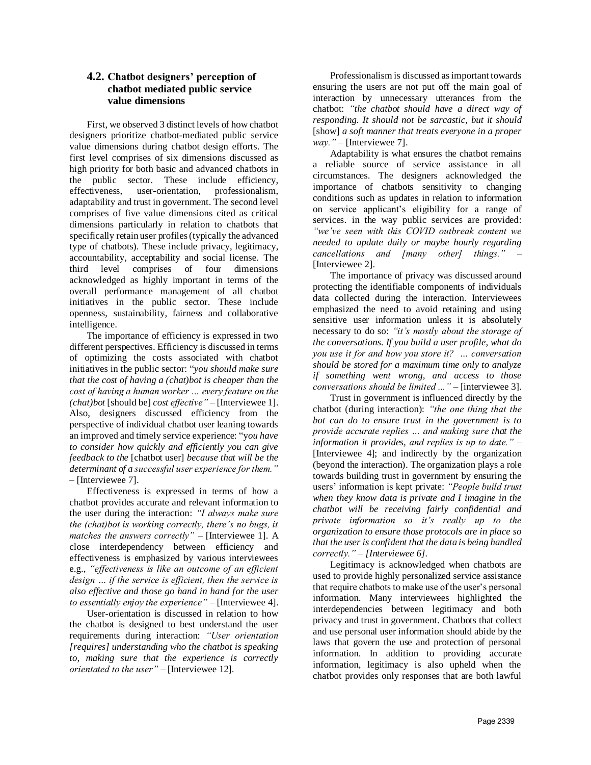### 4.2. Chatbot designers' perception of chatbot mediated public service value dimensions

First, we observed 3 distinct levels of how chatbot designers prioritize chatbot-mediated public service value dimensions during chatbot design efforts. The first level comprises of six dimensions discussed as high priority for both basic and advanced chatbots in the public sector. These include efficiency, effectiveness, user-orientation, professionalism, adaptability and trust in government. The second level comprises of five value dimensions cited as critical dimensions particularly in relation to chatbots that specifically retain user profiles (typically the advanced type of chatbots). These include privacy, legitimacy, accountability, acceptability and social license. The third level comprises of four dimensions acknowledged as highly important in terms of the overall performance management of all chatbot initiatives in the public sector. These include openness, sustainability, fairness and collaborative intelligence.

The importance of efficiency is expressed in two different perspectives. Efficiency is discussed in terms of optimizing the costs associated with chatbot initiatives in the public sector: "*you should make sure that the cost of having a (chat)bot is cheaper than the cost of having a human worker … every feature on the (chat)bot* [should be] *cost effective"* – [Interviewee 1]. Also, designers discussed efficiency from the perspective of individual chatbot user leaning towards an improved and timely service experience: "*you have to consider how quickly and efficiently you can give feedback to the* [chatbot user] *because that will be the determinant of a successful user experience for them."* – [Interviewee 7].

Effectiveness is expressed in terms of how a chatbot provides accurate and relevant information to the user during the interaction: *"I always make sure the (chat)bot is working correctly, there's no bugs, it matches the answers correctly"* – [Interviewee 1]. A close interdependency between efficiency and effectiveness is emphasized by various interviewees e.g., *"effectiveness is like an outcome of an efficient design … if the service is efficient, then the service is also effective and those go hand in hand for the user to essentially enjoy the experience"* – [Interviewee 4].

User-orientation is discussed in relation to how the chatbot is designed to best understand the user requirements during interaction: *"User orientation [requires] understanding who the chatbot is speaking to, making sure that the experience is correctly orientated to the user"* – [Interviewee 12].

Professionalism is discussed as important towards ensuring the users are not put off the main goal of interaction by unnecessary utterances from the chatbot: *"the chatbot should have a direct way of responding. It should not be sarcastic, but it should* [show] *a soft manner that treats everyone in a proper way."* – [Interviewee 7].

Adaptability is what ensures the chatbot remains a reliable source of service assistance in all circumstances. The designers acknowledged the importance of chatbots sensitivity to changing conditions such as updates in relation to information on service applicant's eligibility for a range of services. in the way public services are provided: *"we've seen with this COVID outbreak content we needed to update daily or maybe hourly regarding cancellations and [many other] things."* – [Interviewee 2].

The importance of privacy was discussed around protecting the identifiable components of individuals data collected during the interaction. Interviewees emphasized the need to avoid retaining and using sensitive user information unless it is absolutely necessary to do so: *"it's mostly about the storage of the conversations. If you build a user profile, what do you use it for and how you store it? … conversation should be stored for a maximum time only to analyze if something went wrong, and access to those conversations should be limited …"* – [interviewee 3].

Trust in government is influenced directly by the chatbot (during interaction): *"the one thing that the bot can do to ensure trust in the government is to provide accurate replies … and making sure that the information it provides, and replies is up to date."* – [Interviewee 4]; and indirectly by the organization (beyond the interaction). The organization plays a role towards building trust in government by ensuring the users' information is kept private: *"People build trust when they know data is private and I imagine in the chatbot will be receiving fairly confidential and private information so it's really up to the organization to ensure those protocols are in place so that the user is confident that the data is being handled correctly." – [Interviewee 6].*

Legitimacy is acknowledged when chatbots are used to provide highly personalized service assistance that require chatbots to make use of the user's personal information. Many interviewees highlighted the interdependencies between legitimacy and both privacy and trust in government. Chatbots that collect and use personal user information should abide by the laws that govern the use and protection of personal information. In addition to providing accurate information, legitimacy is also upheld when the chatbot provides only responses that are both lawful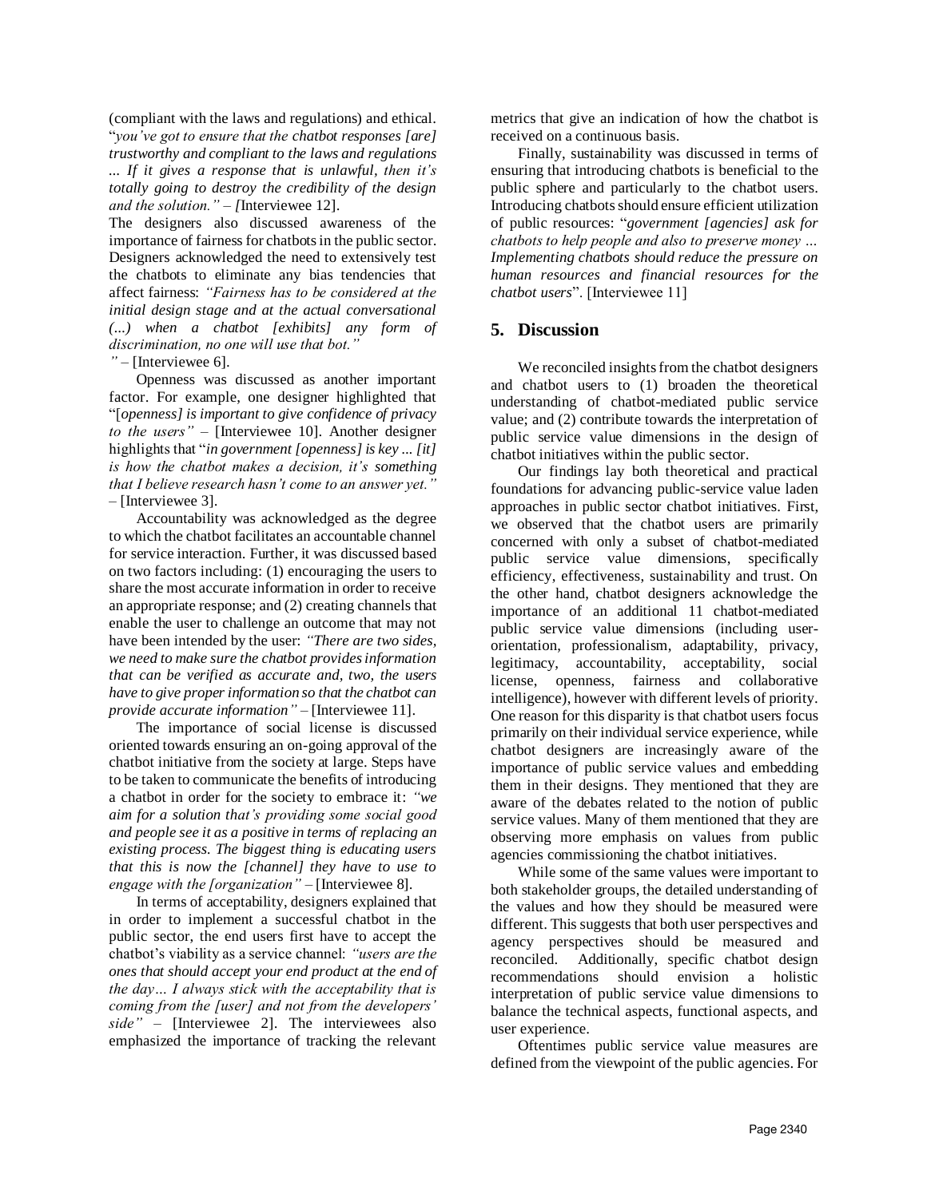(compliant with the laws and regulations) and ethical. "*you've got to ensure that the chatbot responses [are] trustworthy and compliant to the laws and regulations ... If it gives a response that is unlawful, then it's totally going to destroy the credibility of the design and the solution.*" – [Interviewee 12].

The designers also discussed awareness of the importance of fairness for chatbots in the public sector. Designers acknowledged the need to extensively test the chatbots to eliminate any bias tendencies that affect fairness: *"Fairness has to be considered at the initial design stage and at the actual conversational (...) when a chatbot [exhibits] any form of discrimination, no one will use that bot."* *"* – [Interviewee 6].

Openness was discussed as another important factor. For example, one designer highlighted that "[*openness] is important to give confidence of privacy to the users"* – [Interviewee 10]. Another designer highlights that "*in government [openness] is key ... [it] is how the chatbot makes a decision, it's something that I believe research hasn't come to an answer yet."* – [Interviewee 3].

Accountability was acknowledged as the degree to which the chatbot facilitates an accountable channel for service interaction. Further, it was discussed based on two factors including: (1) encouraging the users to share the most accurate information in order to receive an appropriate response; and (2) creating channels that enable the user to challenge an outcome that may not have been intended by the user: *"There are two sides, we need to make sure the chatbot provides information that can be verified as accurate and, two, the users have to give proper information so that the chatbot can provide accurate information"* – [Interviewee 11].

The importance of social license is discussed oriented towards ensuring an on-going approval of the chatbot initiative from the society at large. Steps have to be taken to communicate the benefits of introducing a chatbot in order for the society to embrace it: *"we aim for a solution that's providing some social good and people see it as a positive in terms of replacing an existing process. The biggest thing is educating users that this is now the [channel] they have to use to engage with the [organization"* – [Interviewee 8].

In terms of acceptability, designers explained that in order to implement a successful chatbot in the public sector, the end users first have to accept the chatbot's viability as a service channel: *"users are the ones that should accept your end product at the end of the day… I always stick with the acceptability that is coming from the [user] and not from the developers' side"* – [Interviewee 2]. The interviewees also emphasized the importance of tracking the relevant metrics that give an indication of how the chatbot is received on a continuous basis.

Finally, sustainability was discussed in terms of ensuring that introducing chatbots is beneficial to the public sphere and particularly to the chatbot users. Introducing chatbots should ensure efficient utilization of public resources: "*government [agencies] ask for chatbots to help people and also to preserve money … Implementing chatbots should reduce the pressure on human resources and financial resources for the chatbot users*". [Interviewee 11]

## 5. Discussion

We reconciled insights from the chatbot designers and chatbot users to (1) broaden the theoretical understanding of chatbot-mediated public service value; and (2) contribute towards the interpretation of public service value dimensions in the design of chatbot initiatives within the public sector.

Our findings lay both theoretical and practical foundations for advancing public-service value laden approaches in public sector chatbot initiatives. First, we observed that the chatbot users are primarily concerned with only a subset of chatbot-mediated public service value dimensions, specifically efficiency, effectiveness, sustainability and trust. On the other hand, chatbot designers acknowledge the importance of an additional 11 chatbot-mediated public service value dimensions (including user-orientation, professionalism, adaptability, privacy, legitimacy, accountability, acceptability, social license, openness, fairness and collaborative intelligence), however with different levels of priority. One reason for this disparity is that chatbot users focus primarily on their individual service experience, while chatbot designers are increasingly aware of the importance of public service values and embedding them in their designs. They mentioned that they are aware of the debates related to the notion of public service values. Many of them mentioned that they are observing more emphasis on values from public agencies commissioning the chatbot initiatives.

While some of the same values were important to both stakeholder groups, the detailed understanding of the values and how they should be measured were different. This suggests that both user perspectives and agency perspectives should be measured and reconciled. Additionally, specific chatbot design recommendations should envision a holistic interpretation of public service value dimensions to balance the technical aspects, functional aspects, and user experience.

Oftentimes public service value measures are defined from the viewpoint of the public agencies. For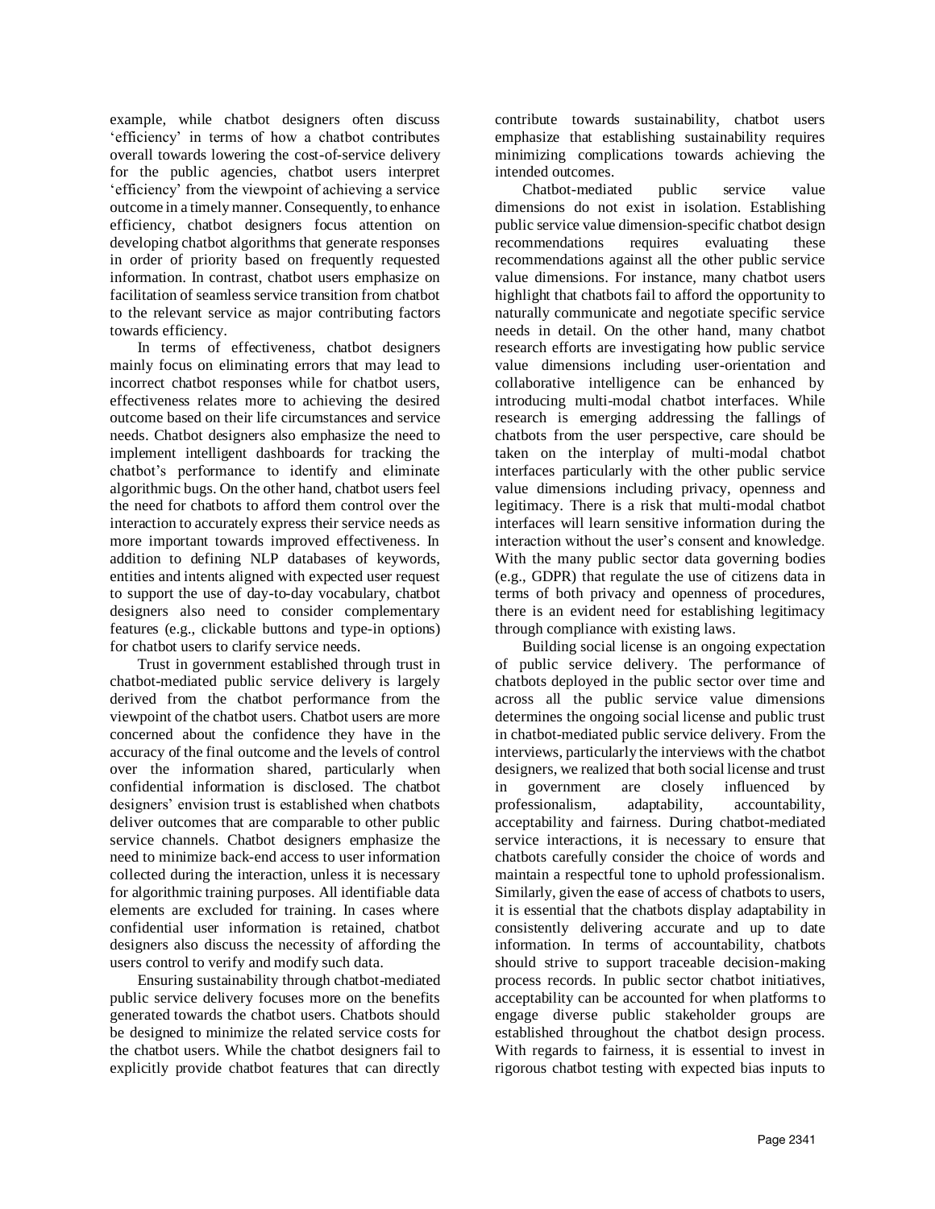example, while chatbot designers often discuss 'efficiency' in terms of how a chatbot contributes overall towards lowering the cost-of-service delivery for the public agencies, chatbot users interpret 'efficiency' from the viewpoint of achieving a service outcome in a timely manner. Consequently, to enhance efficiency, chatbot designers focus attention on developing chatbot algorithms that generate responses in order of priority based on frequently requested information. In contrast, chatbot users emphasize on facilitation of seamless service transition from chatbot to the relevant service as major contributing factors towards efficiency.

In terms of effectiveness, chatbot designers mainly focus on eliminating errors that may lead to incorrect chatbot responses while for chatbot users, effectiveness relates more to achieving the desired outcome based on their life circumstances and service needs. Chatbot designers also emphasize the need to implement intelligent dashboards for tracking the chatbot's performance to identify and eliminate algorithmic bugs. On the other hand, chatbot users feel the need for chatbots to afford them control over the interaction to accurately express their service needs as more important towards improved effectiveness. In addition to defining NLP databases of keywords, entities and intents aligned with expected user request to support the use of day-to-day vocabulary, chatbot designers also need to consider complementary features (e.g., clickable buttons and type-in options) for chatbot users to clarify service needs.

Trust in government established through trust in chatbot-mediated public service delivery is largely derived from the chatbot performance from the viewpoint of the chatbot users. Chatbot users are more concerned about the confidence they have in the accuracy of the final outcome and the levels of control over the information shared, particularly when confidential information is disclosed. The chatbot designers' envision trust is established when chatbots deliver outcomes that are comparable to other public service channels. Chatbot designers emphasize the need to minimize back-end access to user information collected during the interaction, unless it is necessary for algorithmic training purposes. All identifiable data elements are excluded for training. In cases where confidential user information is retained, chatbot designers also discuss the necessity of affording the users control to verify and modify such data.

Ensuring sustainability through chatbot-mediated public service delivery focuses more on the benefits generated towards the chatbot users. Chatbots should be designed to minimize the related service costs for the chatbot users. While the chatbot designers fail to explicitly provide chatbot features that can directly contribute towards sustainability, chatbot users emphasize that establishing sustainability requires minimizing complications towards achieving the intended outcomes.

Chatbot-mediated public service value dimensions do not exist in isolation. Establishing public service value dimension-specific chatbot design recommendations requires evaluating these recommendations against all the other public service value dimensions. For instance, many chatbot users highlight that chatbots fail to afford the opportunity to naturally communicate and negotiate specific service needs in detail. On the other hand, many chatbot research efforts are investigating how public service value dimensions including user-orientation and collaborative intelligence can be enhanced by introducing multi-modal chatbot interfaces. While research is emerging addressing the fallings of chatbots from the user perspective, care should be taken on the interplay of multi-modal chatbot interfaces particularly with the other public service value dimensions including privacy, openness and legitimacy. There is a risk that multi-modal chatbot interfaces will learn sensitive information during the interaction without the user's consent and knowledge. With the many public sector data governing bodies (e.g., GDPR) that regulate the use of citizens data in terms of both privacy and openness of procedures, there is an evident need for establishing legitimacy through compliance with existing laws.

Building social license is an ongoing expectation of public service delivery. The performance of chatbots deployed in the public sector over time and across all the public service value dimensions determines the ongoing social license and public trust in chatbot-mediated public service delivery. From the interviews, particularly the interviews with the chatbot designers, we realized that both social license and trust in government are closely influenced by professionalism, adaptability, accountability, acceptability and fairness. During chatbot-mediated service interactions, it is necessary to ensure that chatbots carefully consider the choice of words and maintain a respectful tone to uphold professionalism. Similarly, given the ease of access of chatbots to users, it is essential that the chatbots display adaptability in consistently delivering accurate and up to date information. In terms of accountability, chatbots should strive to support traceable decision-making process records. In public sector chatbot initiatives, acceptability can be accounted for when platforms to engage diverse public stakeholder groups are established throughout the chatbot design process. With regards to fairness, it is essential to invest in rigorous chatbot testing with expected bias inputs to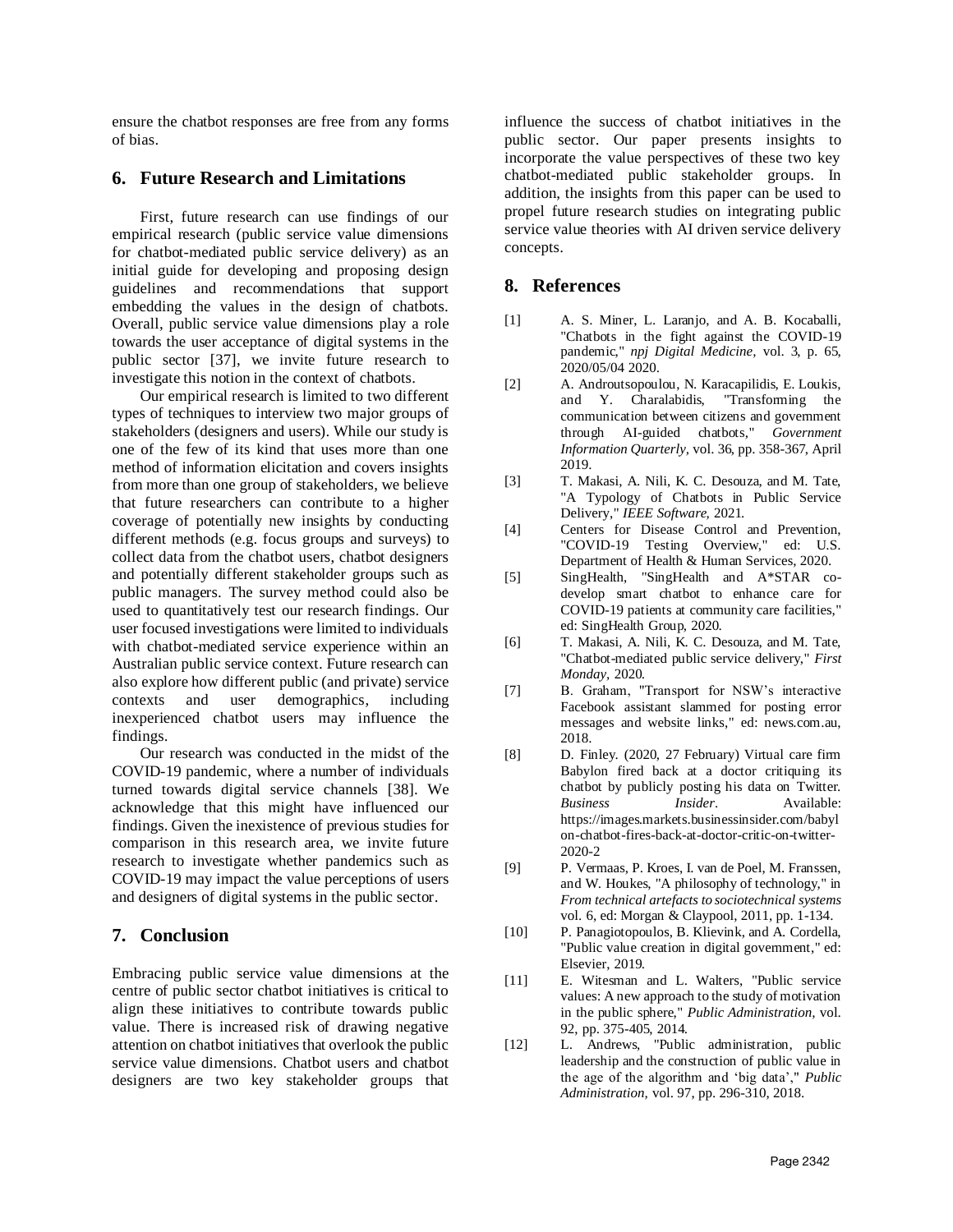ensure the chatbot responses are free from any forms of bias.

## 6. Future Research and Limitations

First, future research can use findings of our empirical research (public service value dimensions for chatbot-mediated public service delivery) as an initial guide for developing and proposing design guidelines and recommendations that support embedding the values in the design of chatbots. Overall, public service value dimensions play a role towards the user acceptance of digital systems in the public sector [37], we invite future research to investigate this notion in the context of chatbots.

Our empirical research is limited to two different types of techniques to interview two major groups of stakeholders (designers and users). While our study is one of the few of its kind that uses more than one method of information elicitation and covers insights from more than one group of stakeholders, we believe that future researchers can contribute to a higher coverage of potentially new insights by conducting different methods (e.g. focus groups and surveys) to collect data from the chatbot users, chatbot designers and potentially different stakeholder groups such as public managers. The survey method could also be used to quantitatively test our research findings. Our user focused investigations were limited to individuals with chatbot-mediated service experience within an Australian public service context. Future research can also explore how different public (and private) service contexts and user demographics, including inexperienced chatbot users may influence the findings.

Our research was conducted in the midst of the COVID-19 pandemic, where a number of individuals turned towards digital service channels [38]. We acknowledge that this might have influenced our findings. Given the inexistence of previous studies for comparison in this research area, we invite future research to investigate whether pandemics such as COVID-19 may impact the value perceptions of users and designers of digital systems in the public sector.

## 7. Conclusion

Embracing public service value dimensions at the centre of public sector chatbot initiatives is critical to align these initiatives to contribute towards public value. There is increased risk of drawing negative attention on chatbot initiatives that overlook the public service value dimensions. Chatbot users and chatbot designers are two key stakeholder groups that influence the success of chatbot initiatives in the public sector. Our paper presents insights to incorporate the value perspectives of these two key chatbot-mediated public stakeholder groups. In addition, the insights from this paper can be used to propel future research studies on integrating public service value theories with AI driven service delivery concepts.

## 8. References

[1] A. S. Miner, L. Laranjo, and A. B. Kocaballi, "Chatbots in the fight against the COVID-19 pandemic," *npj Digital Medicine*, vol. 3, p. 65, 2020/05/04 2020.

[2] A. Androutsopoulou, N. Karacapilidis, E. Loukis, and Y. Charalabidis, "Transforming the communication between citizens and government through AI-guided chatbots," *Government Information Quarterly*, vol. 36, pp. 358-367, April 2019.

[3] T. Makasi, A. Nili, K. C. Desouza, and M. Tate, "A Typology of Chatbots in Public Service Delivery," *IEEE Software*, 2021.

[4] Centers for Disease Control and Prevention, "COVID-19 Testing Overview," ed: U.S. Department of Health & Human Services, 2020.

[5] SingHealth, "SingHealth and A*STAR co-develop smart chatbot to enhance care for COVID-19 patients at community care facilities," ed: SingHealth Group, 2020.

[6] T. Makasi, A. Nili, K. C. Desouza, and M. Tate, "Chatbot-mediated public service delivery," *First Monday*, 2020.

[7] B. Graham, "Transport for NSW's interactive Facebook assistant slammed for posting error messages and website links," ed: news.com.au, 2018.

[8] D. Finley. (2020, 27 February) Virtual care firm Babylon fired back at a doctor critiquing its chatbot by publicly posting his data on Twitter. *Business Insider*. Available: https://images.markets.businessinsider.com/babylon-chatbot-fires-back-at-doctor-critic-on-twitter-2020-2

[9] P. Vermaas, P. Kroes, I. van de Poel, M. Franssen, and W. Houkes, "A philosophy of technology," in *From technical artefacts to sociotechnical systems* vol. 6, ed: Morgan & Claypool, 2011, pp. 1-134.

[10] P. Panagiotopoulos, B. Klievink, and A. Cordella, "Public value creation in digital government," ed: Elsevier, 2019.

[11] E. Witesman and L. Walters, "Public service values: A new approach to the study of motivation in the public sphere," *Public Administration*, vol. 92, pp. 375-405, 2014.

[12] L. Andrews, "Public administration, public leadership and the construction of public value in the age of the algorithm and 'big data'," *Public Administration*, vol. 97, pp. 296-310, 2018.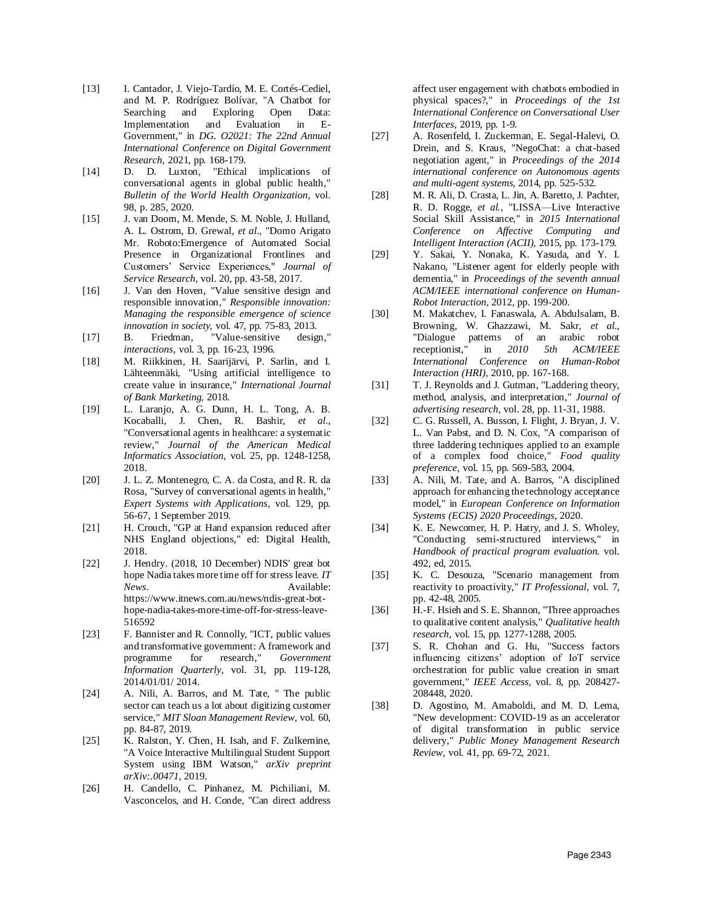[13] I. Cantador, J. Viejo-Tardío, M. E. Cortés-Cediel, and M. P. Rodríguez Bolívar, "A Chatbot for Searching and Exploring Open Data: Implementation and Evaluation in E-Government," in *DG. O2021: The 22nd Annual International Conference on Digital Government Research*, 2021, pp. 168-179.

[14] D. D. Luxton, "Ethical implications of conversational agents in global public health," *Bulletin of the World Health Organization,* vol. 98, p. 285, 2020.

[15] J. van Doorn, M. Mende, S. M. Noble, J. Hulland, A. L. Ostrom, D. Grewal, *et al.*, "Domo Arigato Mr. Roboto:Emergence of Automated Social Presence in Organizational Frontlines and Customers' Service Experiences," *Journal of Service Research,* vol. 20, pp. 43-58, 2017.

[16] J. Van den Hoven, "Value sensitive design and responsible innovation," *Responsible innovation: Managing the responsible emergence of science innovation in society,* vol. 47, pp. 75-83, 2013.

[17] B. Friedman, "Value-sensitive design," *interactions,* vol. 3, pp. 16-23, 1996.

[18] M. Riikkinen, H. Saarijärvi, P. Sarlin, and I. Lähteenmäki, "Using artificial intelligence to create value in insurance," *International Journal of Bank Marketing,* 2018.

[19] L. Laranjo, A. G. Dunn, H. L. Tong, A. B. Kocaballi, J. Chen, R. Bashir, *et al.*, "Conversational agents in healthcare: a systematic review," *Journal of the American Medical Informatics Association,* vol. 25, pp. 1248-1258, 2018.

[20] J. L. Z. Montenegro, C. A. da Costa, and R. R. da Rosa, "Survey of conversational agents in health," *Expert Systems with Applications,* vol. 129, pp. 56-67, 1 September 2019.

[21] H. Crouch, "GP at Hand expansion reduced after NHS England objections," ed: Digital Health, 2018.

[22] J. Hendry. (2018, 10 December) NDIS' great bot hope Nadia takes more time off for stress leave. *IT News*. Available: https://www.itnews.com.au/news/ndis-great-bot-hope-nadia-takes-more-time-off-for-stress-leave-516592

[23] F. Bannister and R. Connolly, "ICT, public values and transformative government: A framework and programme for research," *Government Information Quarterly,* vol. 31, pp. 119-128, 2014/01/01/ 2014.

[24] A. Nili, A. Barros, and M. Tate, " The public sector can teach us a lot about digitizing customer service," *MIT Sloan Management Review,* vol. 60, pp. 84-87, 2019.

[25] K. Ralston, Y. Chen, H. Isah, and F. Zulkernine, "A Voice Interactive Multilingual Student Support System using IBM Watson," *arXiv preprint arXiv:.00471,* 2019.

[26] H. Candello, C. Pinhanez, M. Pichiliani, M. Vasconcelos, and H. Conde, "Can direct address affect user engagement with chatbots embodied in physical spaces?," in *Proceedings of the 1st International Conference on Conversational User Interfaces*, 2019, pp. 1-9.

[27] A. Rosenfeld, I. Zuckerman, E. Segal-Halevi, O. Drein, and S. Kraus, "NegoChat: a chat-based negotiation agent," in *Proceedings of the 2014 international conference on Autonomous agents and multi-agent systems*, 2014, pp. 525-532.

[28] M. R. Ali, D. Crasta, L. Jin, A. Baretto, J. Pachter, R. D. Rogge, *et al.*, "LISSA—Live Interactive Social Skill Assistance," in *2015 International Conference on Affective Computing and Intelligent Interaction (ACII)*, 2015, pp. 173-179.

[29] Y. Sakai, Y. Nonaka, K. Yasuda, and Y. I. Nakano, "Listener agent for elderly people with dementia," in *Proceedings of the seventh annual ACM/IEEE international conference on Human-Robot Interaction*, 2012, pp. 199-200.

[30] M. Makatchev, I. Fanaswala, A. Abdulsalam, B. Browning, W. Ghazzawi, M. Sakr, *et al.*, "Dialogue patterns of an arabic robot receptionist," in *2010 5th ACM/IEEE International Conference on Human-Robot Interaction (HRI)*, 2010, pp. 167-168.

[31] T. J. Reynolds and J. Gutman, "Laddering theory, method, analysis, and interpretation," *Journal of advertising research,* vol. 28, pp. 11-31, 1988.

[32] C. G. Russell, A. Busson, I. Flight, J. Bryan, J. V. L. Van Pabst, and D. N. Cox, "A comparison of three laddering techniques applied to an example of a complex food choice," *Food quality preference,* vol. 15, pp. 569-583, 2004.

[33] A. Nili, M. Tate, and A. Barros, "A disciplined approach for enhancing the technology acceptance model," in *European Conference on Information Systems (ECIS) 2020 Proceedings*, 2020.

[34] K. E. Newcomer, H. P. Hatry, and J. S. Wholey, "Conducting semi-structured interviews," in *Handbook of practical program evaluation.* vol. 492, ed, 2015.

[35] K. C. Desouza, "Scenario management from reactivity to proactivity," *IT Professional,* vol. 7, pp. 42-48, 2005.

[36] H.-F. Hsieh and S. E. Shannon, "Three approaches to qualitative content analysis," *Qualitative health research,* vol. 15, pp. 1277-1288, 2005.

[37] S. R. Chohan and G. Hu, "Success factors influencing citizens' adoption of IoT service orchestration for public value creation in smart government," *IEEE Access,* vol. 8, pp. 208427-208448, 2020.

[38] D. Agostino, M. Arnaboldi, and M. D. Lema, "New development: COVID-19 as an accelerator of digital transformation in public service delivery," *Public Money Management Research Review,* vol. 41, pp. 69-72, 2021.